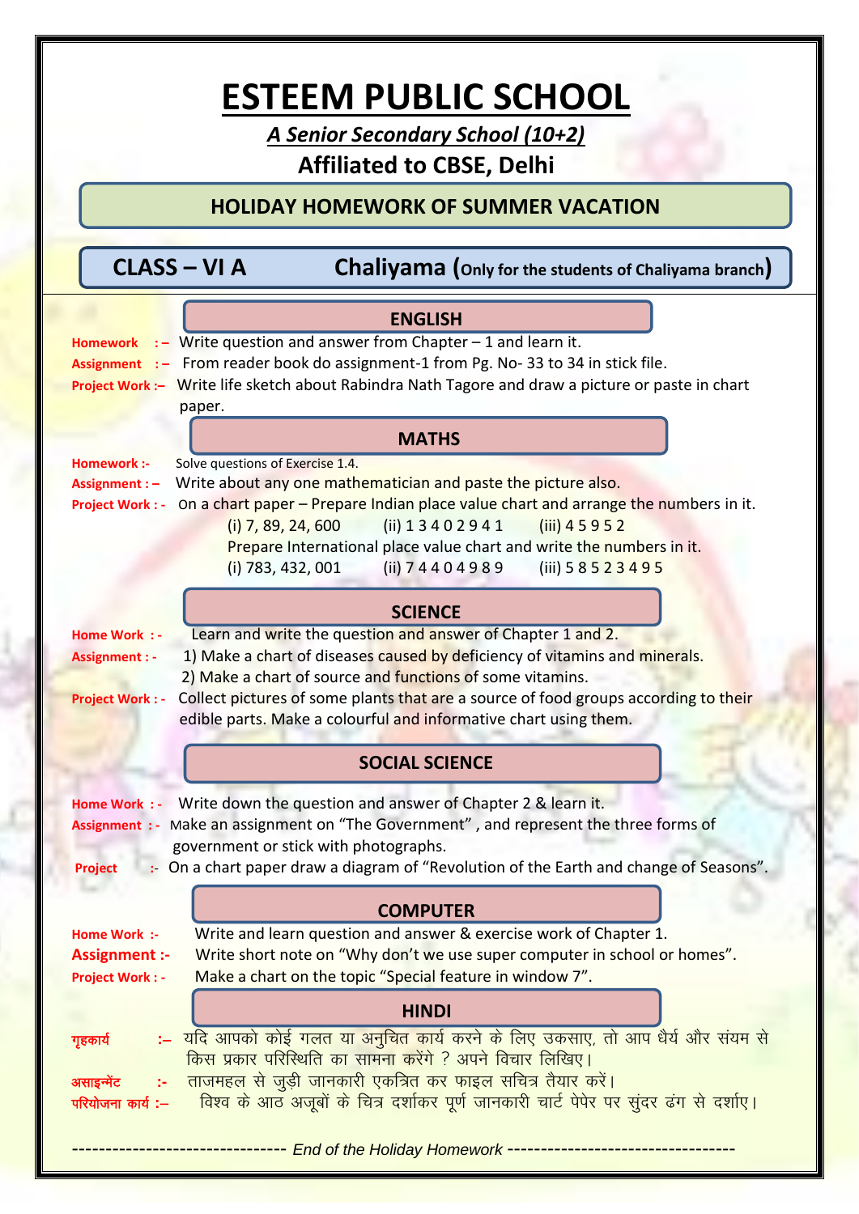# ESTEEM PUBLIC SCHOOL

***A Senior Secondary School (10+2)***

**Affiliated to CBSE, Delhi**

## HOLIDAY HOMEWORK OF SUMMER VACATION

**CLASS – VI A** **Chaliyama (Only for the students of Chaliyama branch)**

### ENGLISH

**Homework :–** Write question and answer from Chapter – 1 and learn it.

**Assignment :–** From reader book do assignment-1 from Pg. No- 33 to 34 in stick file.

**Project Work :–** Write life sketch about Rabindra Nath Tagore and draw a picture or paste in chart paper.

### MATHS

**Homework :-** Solve questions of Exercise 1.4.

**Assignment : –** Write about any one mathematician and paste the picture also.

**Project Work : -** On a chart paper – Prepare Indian place value chart and arrange the numbers in it.

(i) 7, 89, 24, 600 (ii) 1 3 4 0 2 9 4 1 (iii) 4 5 9 5 2

Prepare International place value chart and write the numbers in it.

(i) 783, 432, 001 (ii) 7 4 4 0 4 9 8 9 (iii) 5 8 5 2 3 4 9 5

### SCIENCE

**Home Work : -** Learn and write the question and answer of Chapter 1 and 2.

**Assignment : -** 1) Make a chart of diseases caused by deficiency of vitamins and minerals.

2) Make a chart of source and functions of some vitamins.

**Project Work : -** Collect pictures of some plants that are a source of food groups according to their edible parts. Make a colourful and informative chart using them.

### SOCIAL SCIENCE

**Home Work : -** Write down the question and answer of Chapter 2 & learn it.

**Assignment : -** Make an assignment on "The Government" , and represent the three forms of government or stick with photographs.

**Project :-** On a chart paper draw a diagram of "Revolution of the Earth and change of Seasons".

### COMPUTER

**Home Work :-** Write and learn question and answer & exercise work of Chapter 1.

**Assignment :-** Write short note on "Why don't we use super computer in school or homes".

**Project Work : -** Make a chart on the topic "Special feature in window 7".

### HINDI

**गृहकार्य :–** यदि आपको कोई गलत या अनुचित कार्य करने के लिए उकसाए, तो आप धैर्य और संयम से किस प्रकार परिस्थिति का सामना करेंगे ? अपने विचार लिखिए।

**असाइन्मेंट :-** ताजमहल से जुड़ी जानकारी एकत्रित कर फाइल सचित्र तैयार करें।

**परियोजना कार्य :–** विश्व के आठ अजूबों के चित्र दर्शाकर पूर्ण जानकारी चार्ट पेपर पर सुंदर ढंग से दर्शाए।

-------------------------------- *End of the Holiday Homework* ----------------------------------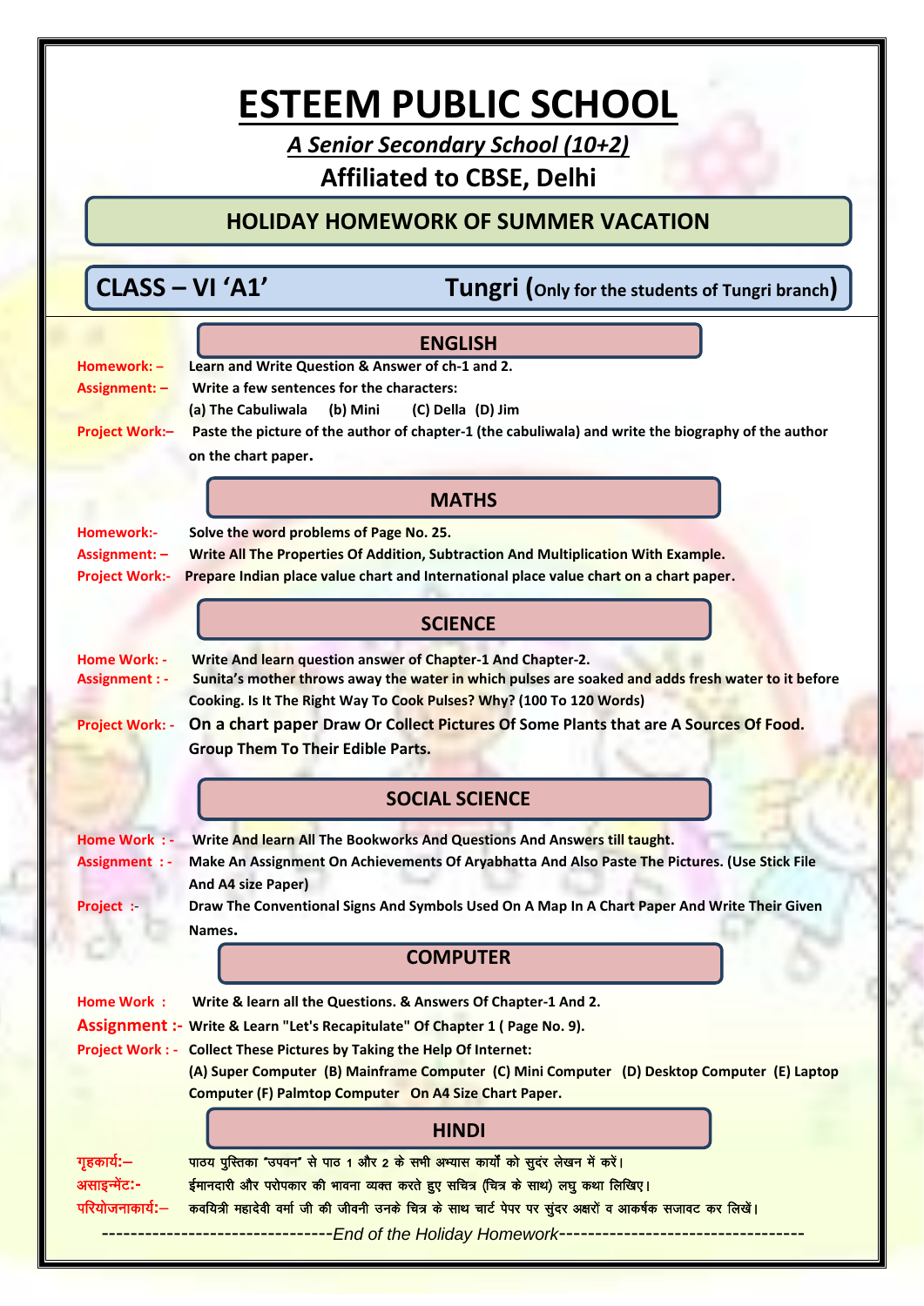# ESTEEM PUBLIC SCHOOL

***A Senior Secondary School (10+2)***

**Affiliated to CBSE, Delhi**

## HOLIDAY HOMEWORK OF SUMMER VACATION

**CLASS – VI 'A1'** **Tungri (Only for the students of Tungri branch)**

### ENGLISH

**Homework: –** Learn and Write Question & Answer of ch-1 and 2.

**Assignment: –** Write a few sentences for the characters:
(a) The Cabuliwala (b) Mini (C) Della (D) Jim

**Project Work:–** Paste the picture of the author of chapter-1 (the cabuliwala) and write the biography of the author on the chart paper.

### MATHS

**Homework:-** Solve the word problems of Page No. 25.

**Assignment: –** Write All The Properties Of Addition, Subtraction And Multiplication With Example.

**Project Work:-** Prepare Indian place value chart and International place value chart on a chart paper.

### SCIENCE

**Home Work: -** Write And learn question answer of Chapter-1 And Chapter-2.

**Assignment : -** Sunita's mother throws away the water in which pulses are soaked and adds fresh water to it before Cooking. Is It The Right Way To Cook Pulses? Why? (100 To 120 Words)

**Project Work: -** On a chart paper Draw Or Collect Pictures Of Some Plants that are A Sources Of Food. Group Them To Their Edible Parts.

### SOCIAL SCIENCE

**Home Work : -** Write And learn All The Bookworks And Questions And Answers till taught.

**Assignment : -** Make An Assignment On Achievements Of Aryabhatta And Also Paste The Pictures. (Use Stick File And A4 size Paper)

**Project :-** Draw The Conventional Signs And Symbols Used On A Map In A Chart Paper And Write Their Given Names.

### COMPUTER

**Home Work :** Write & learn all the Questions. & Answers Of Chapter-1 And 2.

**Assignment :-** Write & Learn "Let's Recapitulate" Of Chapter 1 ( Page No. 9).

**Project Work : -** Collect These Pictures by Taking the Help Of Internet:
(A) Super Computer (B) Mainframe Computer (C) Mini Computer (D) Desktop Computer (E) Laptop Computer (F) Palmtop Computer On A4 Size Chart Paper.

### HINDI

**गृहकार्य:–** पाठय पुस्तिका "उपवन" से पाठ 1 और 2 के सभी अभ्यास कार्यों को सुदंर लेखन में करें।

**असाइन्मेंट:-** ईमानदारी और परोपकार की भावना व्यक्त करते हुए सचित्र (चित्र के साथ) लघु कथा लिखिए।

**परियोजनाकार्य:–** कवयित्री महादेवी वर्मा जी की जीवनी उनके चित्र के साथ चार्ट पेपर पर सुंदर अक्षरों व आकर्षक सजावट कर लिखें।

-------------------------------*End of the Holiday Homework*---------------------------------